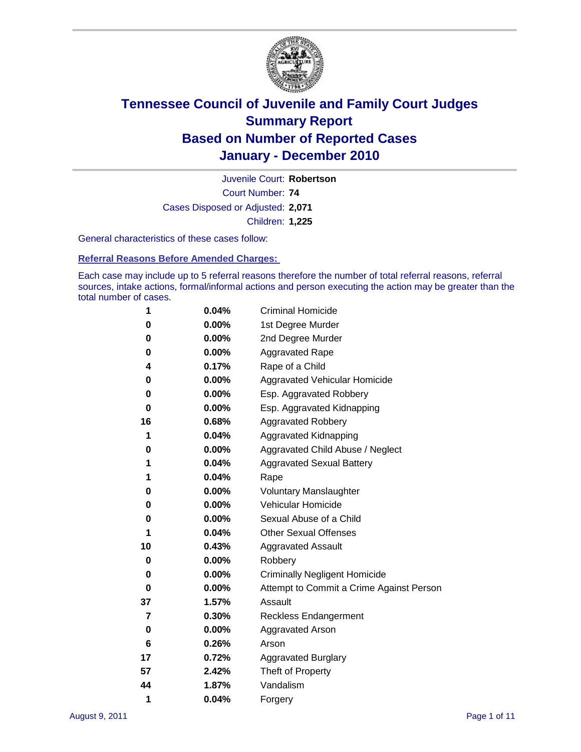# Tennessee Council of Juvenile and Family Court Judges
## Summary Report
## Based on Number of Reported Cases
## January - December 2010

Juvenile Court: **Robertson**

Court Number: **74**

Cases Disposed or Adjusted: **2,071**

Children: **1,225**

General characteristics of these cases follow:

### Referral Reasons Before Amended Charges:

Each case may include up to 5 referral reasons therefore the number of total referral reasons, referral sources, intake actions, formal/informal actions and person executing the action may be greater than the total number of cases.

| Count | Percent | Referral Reason |
|---|---|---|
| 1 | 0.04% | Criminal Homicide |
| 0 | 0.00% | 1st Degree Murder |
| 0 | 0.00% | 2nd Degree Murder |
| 0 | 0.00% | Aggravated Rape |
| 4 | 0.17% | Rape of a Child |
| 0 | 0.00% | Aggravated Vehicular Homicide |
| 0 | 0.00% | Esp. Aggravated Robbery |
| 0 | 0.00% | Esp. Aggravated Kidnapping |
| 16 | 0.68% | Aggravated Robbery |
| 1 | 0.04% | Aggravated Kidnapping |
| 0 | 0.00% | Aggravated Child Abuse / Neglect |
| 1 | 0.04% | Aggravated Sexual Battery |
| 1 | 0.04% | Rape |
| 0 | 0.00% | Voluntary Manslaughter |
| 0 | 0.00% | Vehicular Homicide |
| 0 | 0.00% | Sexual Abuse of a Child |
| 1 | 0.04% | Other Sexual Offenses |
| 10 | 0.43% | Aggravated Assault |
| 0 | 0.00% | Robbery |
| 0 | 0.00% | Criminally Negligent Homicide |
| 0 | 0.00% | Attempt to Commit a Crime Against Person |
| 37 | 1.57% | Assault |
| 7 | 0.30% | Reckless Endangerment |
| 0 | 0.00% | Aggravated Arson |
| 6 | 0.26% | Arson |
| 17 | 0.72% | Aggravated Burglary |
| 57 | 2.42% | Theft of Property |
| 44 | 1.87% | Vandalism |
| 1 | 0.04% | Forgery |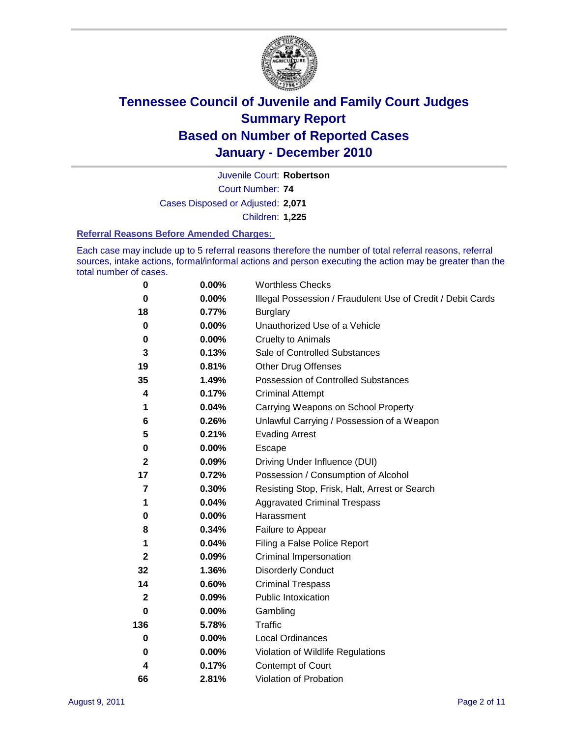# Tennessee Council of Juvenile and Family Court Judges
# Summary Report
# Based on Number of Reported Cases
# January - December 2010

Juvenile Court: **Robertson**

Court Number: **74**

Cases Disposed or Adjusted: **2,071**

Children: **1,225**

### Referral Reasons Before Amended Charges:

Each case may include up to 5 referral reasons therefore the number of total referral reasons, referral sources, intake actions, formal/informal actions and person executing the action may be greater than the total number of cases.

| Count | Percent | Referral Reason |
|---|---|---|
| 0 | 0.00% | Worthless Checks |
| 0 | 0.00% | Illegal Possession / Fraudulent Use of Credit / Debit Cards |
| 18 | 0.77% | Burglary |
| 0 | 0.00% | Unauthorized Use of a Vehicle |
| 0 | 0.00% | Cruelty to Animals |
| 3 | 0.13% | Sale of Controlled Substances |
| 19 | 0.81% | Other Drug Offenses |
| 35 | 1.49% | Possession of Controlled Substances |
| 4 | 0.17% | Criminal Attempt |
| 1 | 0.04% | Carrying Weapons on School Property |
| 6 | 0.26% | Unlawful Carrying / Possession of a Weapon |
| 5 | 0.21% | Evading Arrest |
| 0 | 0.00% | Escape |
| 2 | 0.09% | Driving Under Influence (DUI) |
| 17 | 0.72% | Possession / Consumption of Alcohol |
| 7 | 0.30% | Resisting Stop, Frisk, Halt, Arrest or Search |
| 1 | 0.04% | Aggravated Criminal Trespass |
| 0 | 0.00% | Harassment |
| 8 | 0.34% | Failure to Appear |
| 1 | 0.04% | Filing a False Police Report |
| 2 | 0.09% | Criminal Impersonation |
| 32 | 1.36% | Disorderly Conduct |
| 14 | 0.60% | Criminal Trespass |
| 2 | 0.09% | Public Intoxication |
| 0 | 0.00% | Gambling |
| 136 | 5.78% | Traffic |
| 0 | 0.00% | Local Ordinances |
| 0 | 0.00% | Violation of Wildlife Regulations |
| 4 | 0.17% | Contempt of Court |
| 66 | 2.81% | Violation of Probation |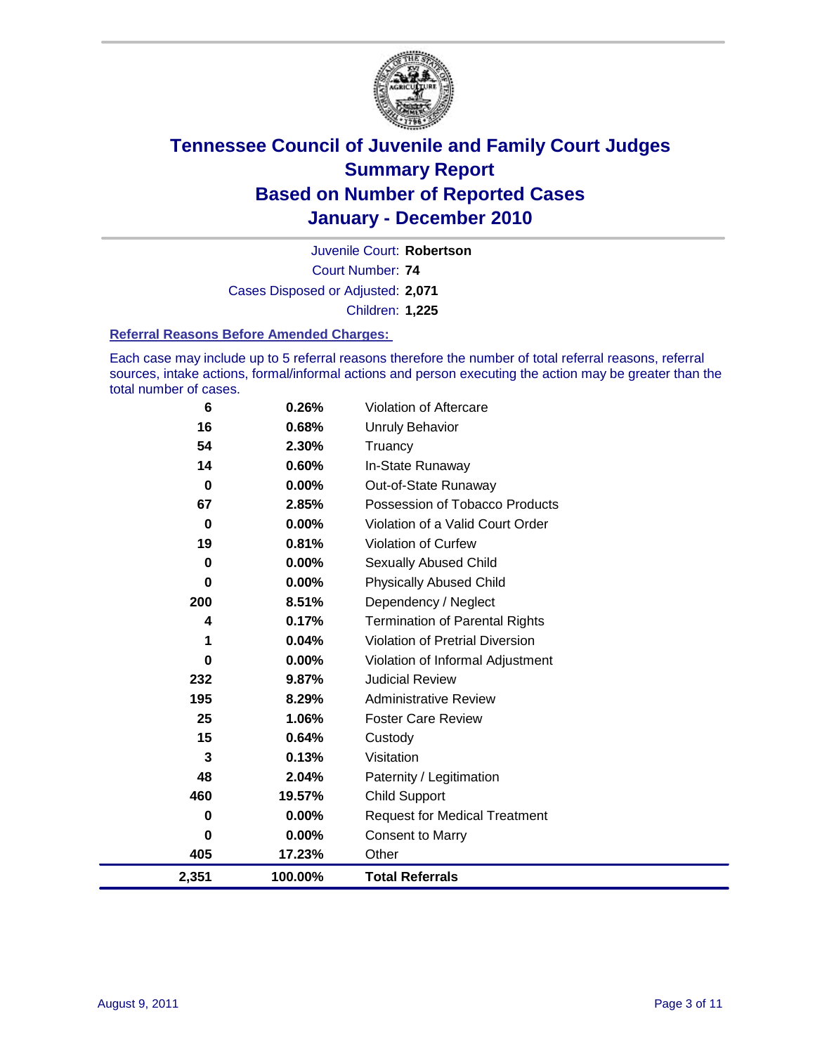# Tennessee Council of Juvenile and Family Court Judges
# Summary Report
# Based on Number of Reported Cases
# January - December 2010

Juvenile Court: **Robertson**

Court Number: **74**

Cases Disposed or Adjusted: **2,071**

Children: **1,225**

### Referral Reasons Before Amended Charges:

Each case may include up to 5 referral reasons therefore the number of total referral reasons, referral sources, intake actions, formal/informal actions and person executing the action may be greater than the total number of cases.

| Count | Percent | Referral Reason |
|---|---|---|
| 6 | 0.26% | Violation of Aftercare |
| 16 | 0.68% | Unruly Behavior |
| 54 | 2.30% | Truancy |
| 14 | 0.60% | In-State Runaway |
| 0 | 0.00% | Out-of-State Runaway |
| 67 | 2.85% | Possession of Tobacco Products |
| 0 | 0.00% | Violation of a Valid Court Order |
| 19 | 0.81% | Violation of Curfew |
| 0 | 0.00% | Sexually Abused Child |
| 0 | 0.00% | Physically Abused Child |
| 200 | 8.51% | Dependency / Neglect |
| 4 | 0.17% | Termination of Parental Rights |
| 1 | 0.04% | Violation of Pretrial Diversion |
| 0 | 0.00% | Violation of Informal Adjustment |
| 232 | 9.87% | Judicial Review |
| 195 | 8.29% | Administrative Review |
| 25 | 1.06% | Foster Care Review |
| 15 | 0.64% | Custody |
| 3 | 0.13% | Visitation |
| 48 | 2.04% | Paternity / Legitimation |
| 460 | 19.57% | Child Support |
| 0 | 0.00% | Request for Medical Treatment |
| 0 | 0.00% | Consent to Marry |
| 405 | 17.23% | Other |
| **2,351** | **100.00%** | **Total Referrals** |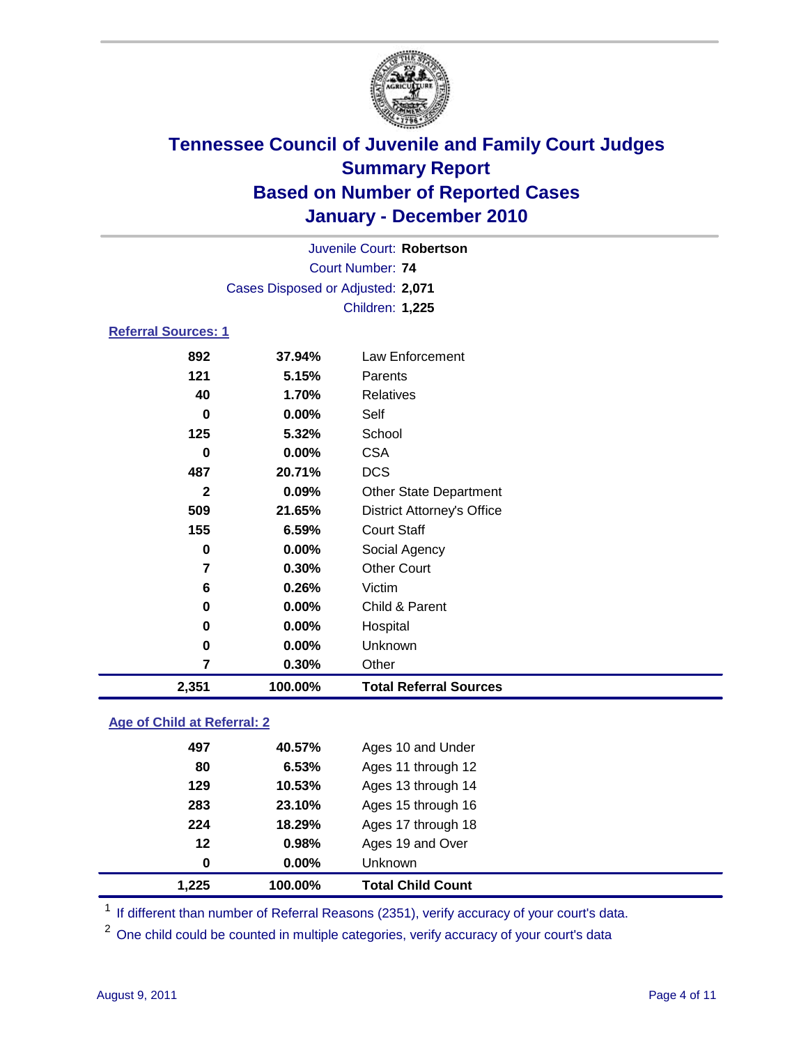# Tennessee Council of Juvenile and Family Court Judges
## Summary Report
## Based on Number of Reported Cases
## January - December 2010

Juvenile Court: **Robertson**
Court Number: **74**
Cases Disposed or Adjusted: **2,071**
Children: **1,225**

### Referral Sources: 1

| | | |
|---|---|---|
| 892 | 37.94% | Law Enforcement |
| 121 | 5.15% | Parents |
| 40 | 1.70% | Relatives |
| 0 | 0.00% | Self |
| 125 | 5.32% | School |
| 0 | 0.00% | CSA |
| 487 | 20.71% | DCS |
| 2 | 0.09% | Other State Department |
| 509 | 21.65% | District Attorney's Office |
| 155 | 6.59% | Court Staff |
| 0 | 0.00% | Social Agency |
| 7 | 0.30% | Other Court |
| 6 | 0.26% | Victim |
| 0 | 0.00% | Child & Parent |
| 0 | 0.00% | Hospital |
| 0 | 0.00% | Unknown |
| 7 | 0.30% | Other |
| **2,351** | **100.00%** | **Total Referral Sources** |

### Age of Child at Referral: 2

| | | |
|---|---|---|
| 497 | 40.57% | Ages 10 and Under |
| 80 | 6.53% | Ages 11 through 12 |
| 129 | 10.53% | Ages 13 through 14 |
| 283 | 23.10% | Ages 15 through 16 |
| 224 | 18.29% | Ages 17 through 18 |
| 12 | 0.98% | Ages 19 and Over |
| 0 | 0.00% | Unknown |
| **1,225** | **100.00%** | **Total Child Count** |

[1] If different than number of Referral Reasons (2351), verify accuracy of your court's data.

[2] One child could be counted in multiple categories, verify accuracy of your court's data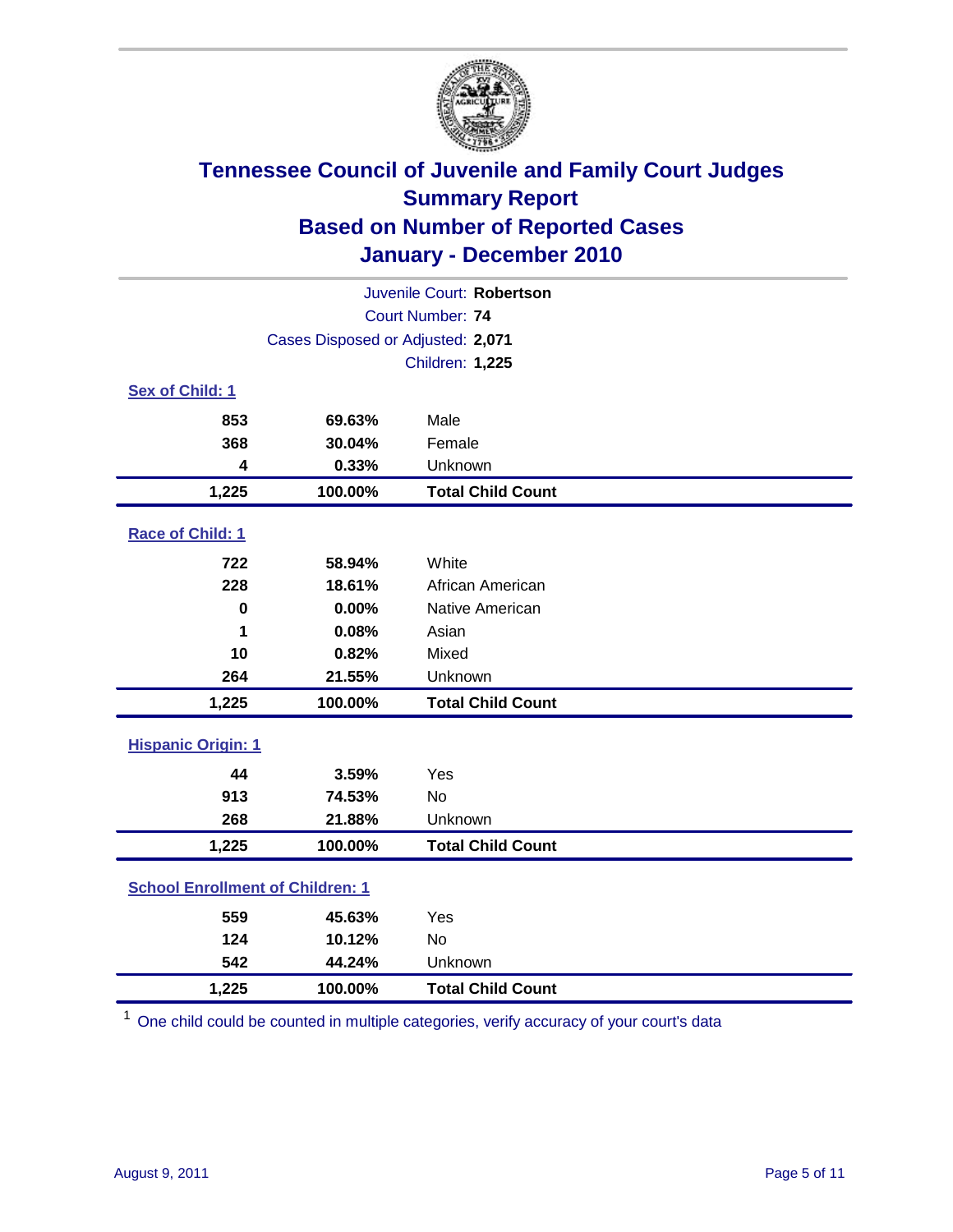# Tennessee Council of Juvenile and Family Court Judges
## Summary Report
## Based on Number of Reported Cases
## January - December 2010

Juvenile Court: **Robertson**
Court Number: **74**
Cases Disposed or Adjusted: **2,071**
Children: **1,225**

### Sex of Child: 1

| Count | Percent | Category |
|---|---|---|
| 853 | 69.63% | Male |
| 368 | 30.04% | Female |
| 4 | 0.33% | Unknown |
| **1,225** | **100.00%** | **Total Child Count** |

### Race of Child: 1

| Count | Percent | Category |
|---|---|---|
| 722 | 58.94% | White |
| 228 | 18.61% | African American |
| 0 | 0.00% | Native American |
| 1 | 0.08% | Asian |
| 10 | 0.82% | Mixed |
| 264 | 21.55% | Unknown |
| **1,225** | **100.00%** | **Total Child Count** |

### Hispanic Origin: 1

| Count | Percent | Category |
|---|---|---|
| 44 | 3.59% | Yes |
| 913 | 74.53% | No |
| 268 | 21.88% | Unknown |
| **1,225** | **100.00%** | **Total Child Count** |

### School Enrollment of Children: 1

| Count | Percent | Category |
|---|---|---|
| 559 | 45.63% | Yes |
| 124 | 10.12% | No |
| 542 | 44.24% | Unknown |
| **1,225** | **100.00%** | **Total Child Count** |

[1] One child could be counted in multiple categories, verify accuracy of your court's data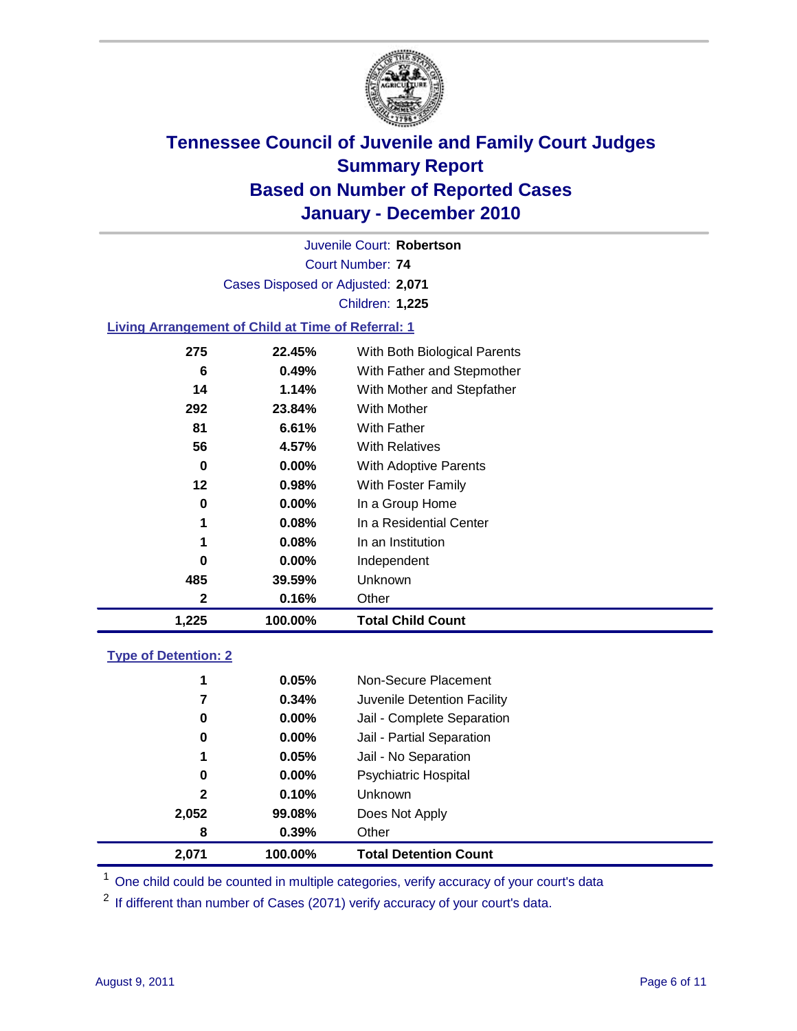# Tennessee Council of Juvenile and Family Court Judges
## Summary Report
## Based on Number of Reported Cases
## January - December 2010

Juvenile Court: **Robertson**

Court Number: **74**

Cases Disposed or Adjusted: **2,071**

Children: **1,225**

### Living Arrangement of Child at Time of Referral: 1

| | | |
|---|---|---|
| 275 | 22.45% | With Both Biological Parents |
| 6 | 0.49% | With Father and Stepmother |
| 14 | 1.14% | With Mother and Stepfather |
| 292 | 23.84% | With Mother |
| 81 | 6.61% | With Father |
| 56 | 4.57% | With Relatives |
| 0 | 0.00% | With Adoptive Parents |
| 12 | 0.98% | With Foster Family |
| 0 | 0.00% | In a Group Home |
| 1 | 0.08% | In a Residential Center |
| 1 | 0.08% | In an Institution |
| 0 | 0.00% | Independent |
| 485 | 39.59% | Unknown |
| 2 | 0.16% | Other |
| **1,225** | **100.00%** | **Total Child Count** |

### Type of Detention: 2

| | | |
|---|---|---|
| 1 | 0.05% | Non-Secure Placement |
| 7 | 0.34% | Juvenile Detention Facility |
| 0 | 0.00% | Jail - Complete Separation |
| 0 | 0.00% | Jail - Partial Separation |
| 1 | 0.05% | Jail - No Separation |
| 0 | 0.00% | Psychiatric Hospital |
| 2 | 0.10% | Unknown |
| 2,052 | 99.08% | Does Not Apply |
| 8 | 0.39% | Other |
| **2,071** | **100.00%** | **Total Detention Count** |

[1] One child could be counted in multiple categories, verify accuracy of your court's data

[2] If different than number of Cases (2071) verify accuracy of your court's data.

August 9, 2011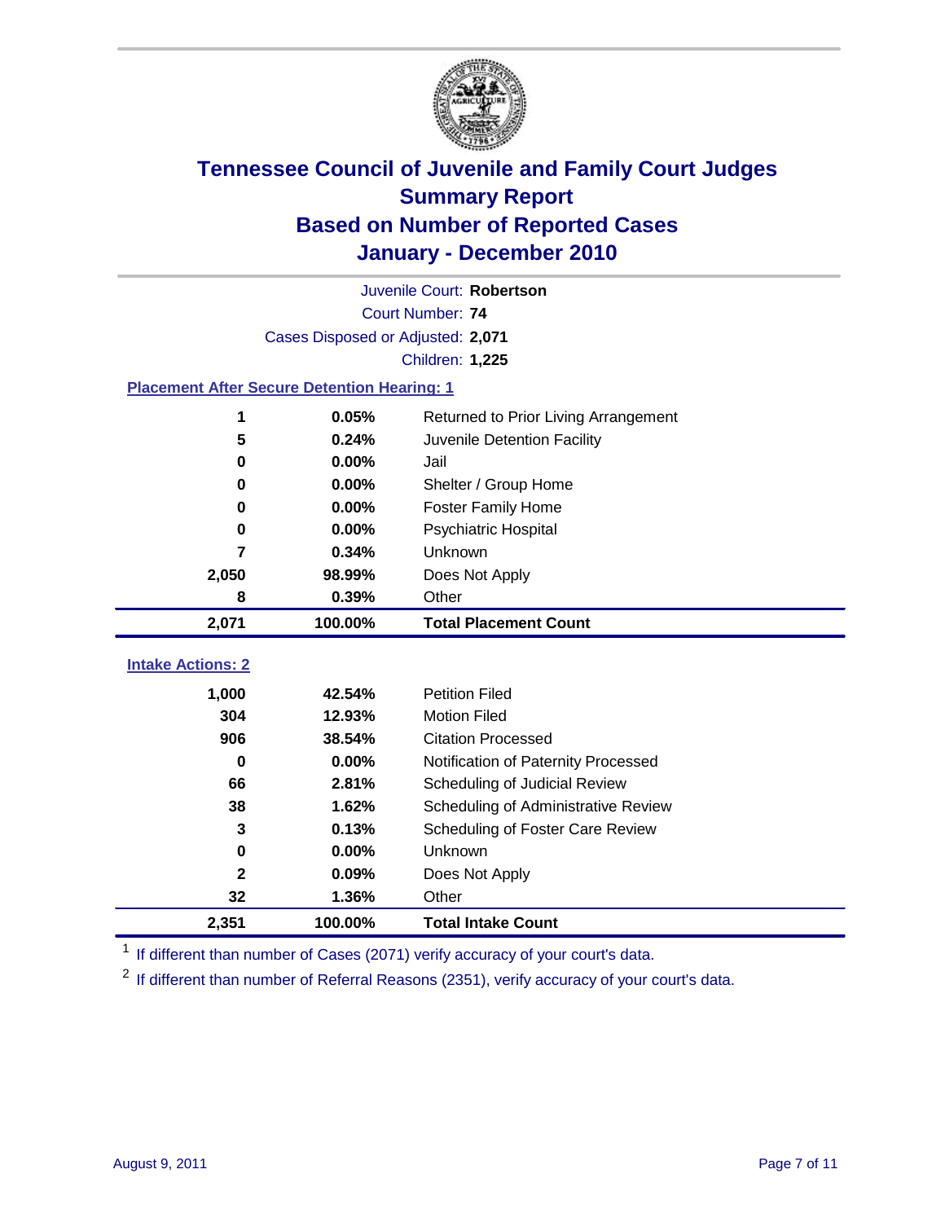# Tennessee Council of Juvenile and Family Court Judges
## Summary Report
## Based on Number of Reported Cases
## January - December 2010

Juvenile Court: **Robertson**

Court Number: **74**

Cases Disposed or Adjusted: **2,071**

Children: **1,225**

### Placement After Secure Detention Hearing: 1

| Count | Percent | Placement |
|---:|---:|---|
| 1 | 0.05% | Returned to Prior Living Arrangement |
| 5 | 0.24% | Juvenile Detention Facility |
| 0 | 0.00% | Jail |
| 0 | 0.00% | Shelter / Group Home |
| 0 | 0.00% | Foster Family Home |
| 0 | 0.00% | Psychiatric Hospital |
| 7 | 0.34% | Unknown |
| 2,050 | 98.99% | Does Not Apply |
| 8 | 0.39% | Other |
| **2,071** | **100.00%** | **Total Placement Count** |

### Intake Actions: 2

| Count | Percent | Intake Action |
|---:|---:|---|
| 1,000 | 42.54% | Petition Filed |
| 304 | 12.93% | Motion Filed |
| 906 | 38.54% | Citation Processed |
| 0 | 0.00% | Notification of Paternity Processed |
| 66 | 2.81% | Scheduling of Judicial Review |
| 38 | 1.62% | Scheduling of Administrative Review |
| 3 | 0.13% | Scheduling of Foster Care Review |
| 0 | 0.00% | Unknown |
| 2 | 0.09% | Does Not Apply |
| 32 | 1.36% | Other |
| **2,351** | **100.00%** | **Total Intake Count** |

[1] If different than number of Cases (2071) verify accuracy of your court's data.

[2] If different than number of Referral Reasons (2351), verify accuracy of your court's data.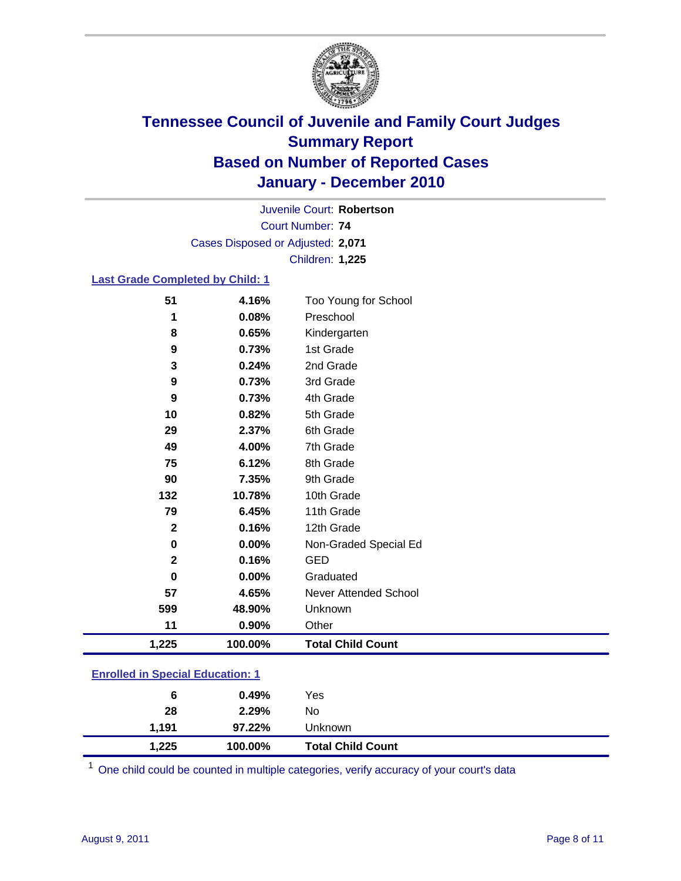# Tennessee Council of Juvenile and Family Court Judges
## Summary Report
## Based on Number of Reported Cases
## January - December 2010

Juvenile Court: **Robertson**
Court Number: **74**
Cases Disposed or Adjusted: **2,071**
Children: **1,225**

### Last Grade Completed by Child: 1

| | | |
|---|---|---|
| 51 | 4.16% | Too Young for School |
| 1 | 0.08% | Preschool |
| 8 | 0.65% | Kindergarten |
| 9 | 0.73% | 1st Grade |
| 3 | 0.24% | 2nd Grade |
| 9 | 0.73% | 3rd Grade |
| 9 | 0.73% | 4th Grade |
| 10 | 0.82% | 5th Grade |
| 29 | 2.37% | 6th Grade |
| 49 | 4.00% | 7th Grade |
| 75 | 6.12% | 8th Grade |
| 90 | 7.35% | 9th Grade |
| 132 | 10.78% | 10th Grade |
| 79 | 6.45% | 11th Grade |
| 2 | 0.16% | 12th Grade |
| 0 | 0.00% | Non-Graded Special Ed |
| 2 | 0.16% | GED |
| 0 | 0.00% | Graduated |
| 57 | 4.65% | Never Attended School |
| 599 | 48.90% | Unknown |
| 11 | 0.90% | Other |
| **1,225** | **100.00%** | **Total Child Count** |

### Enrolled in Special Education: 1

| | | |
|---|---|---|
| 6 | 0.49% | Yes |
| 28 | 2.29% | No |
| 1,191 | 97.22% | Unknown |
| **1,225** | **100.00%** | **Total Child Count** |

[1] One child could be counted in multiple categories, verify accuracy of your court's data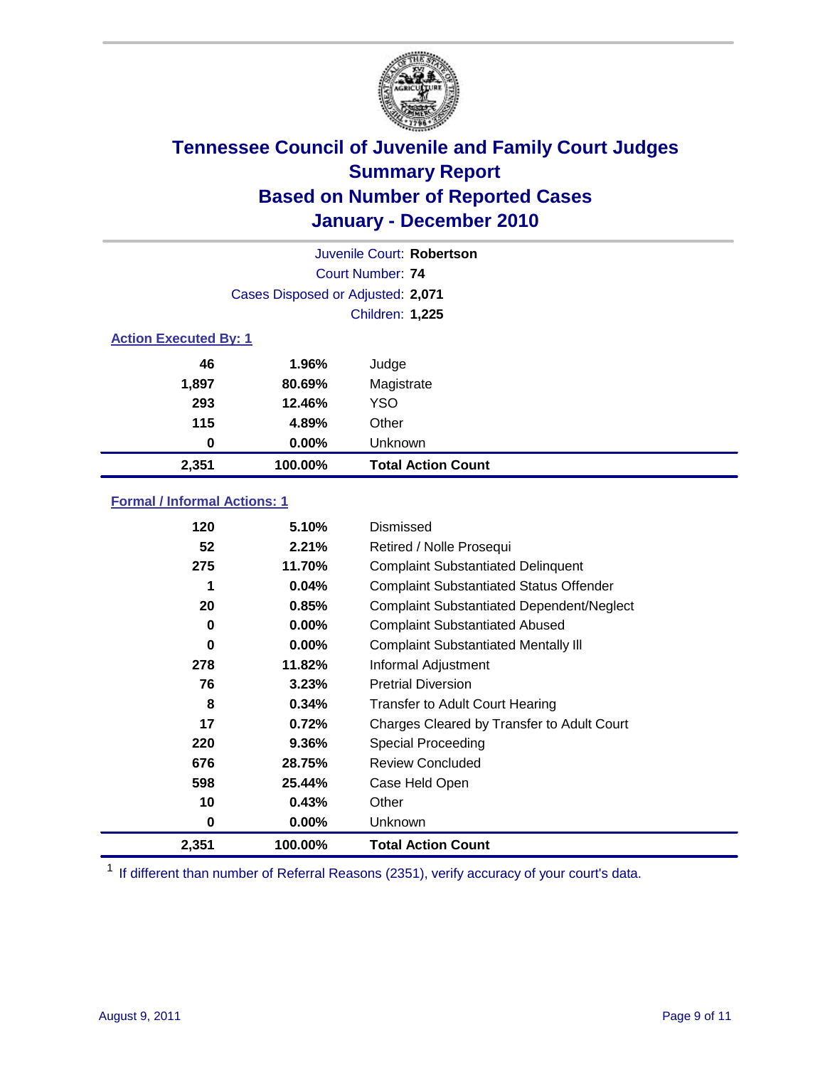# Tennessee Council of Juvenile and Family Court Judges
## Summary Report
## Based on Number of Reported Cases
## January - December 2010

Juvenile Court: **Robertson**
Court Number: **74**
Cases Disposed or Adjusted: **2,071**
Children: **1,225**

### Action Executed By: 1

| | | |
|---|---|---|
| 46 | 1.96% | Judge |
| 1,897 | 80.69% | Magistrate |
| 293 | 12.46% | YSO |
| 115 | 4.89% | Other |
| 0 | 0.00% | Unknown |
| **2,351** | **100.00%** | **Total Action Count** |

### Formal / Informal Actions: 1

| | | |
|---|---|---|
| 120 | 5.10% | Dismissed |
| 52 | 2.21% | Retired / Nolle Prosequi |
| 275 | 11.70% | Complaint Substantiated Delinquent |
| 1 | 0.04% | Complaint Substantiated Status Offender |
| 20 | 0.85% | Complaint Substantiated Dependent/Neglect |
| 0 | 0.00% | Complaint Substantiated Abused |
| 0 | 0.00% | Complaint Substantiated Mentally Ill |
| 278 | 11.82% | Informal Adjustment |
| 76 | 3.23% | Pretrial Diversion |
| 8 | 0.34% | Transfer to Adult Court Hearing |
| 17 | 0.72% | Charges Cleared by Transfer to Adult Court |
| 220 | 9.36% | Special Proceeding |
| 676 | 28.75% | Review Concluded |
| 598 | 25.44% | Case Held Open |
| 10 | 0.43% | Other |
| 0 | 0.00% | Unknown |
| **2,351** | **100.00%** | **Total Action Count** |

[1] If different than number of Referral Reasons (2351), verify accuracy of your court's data.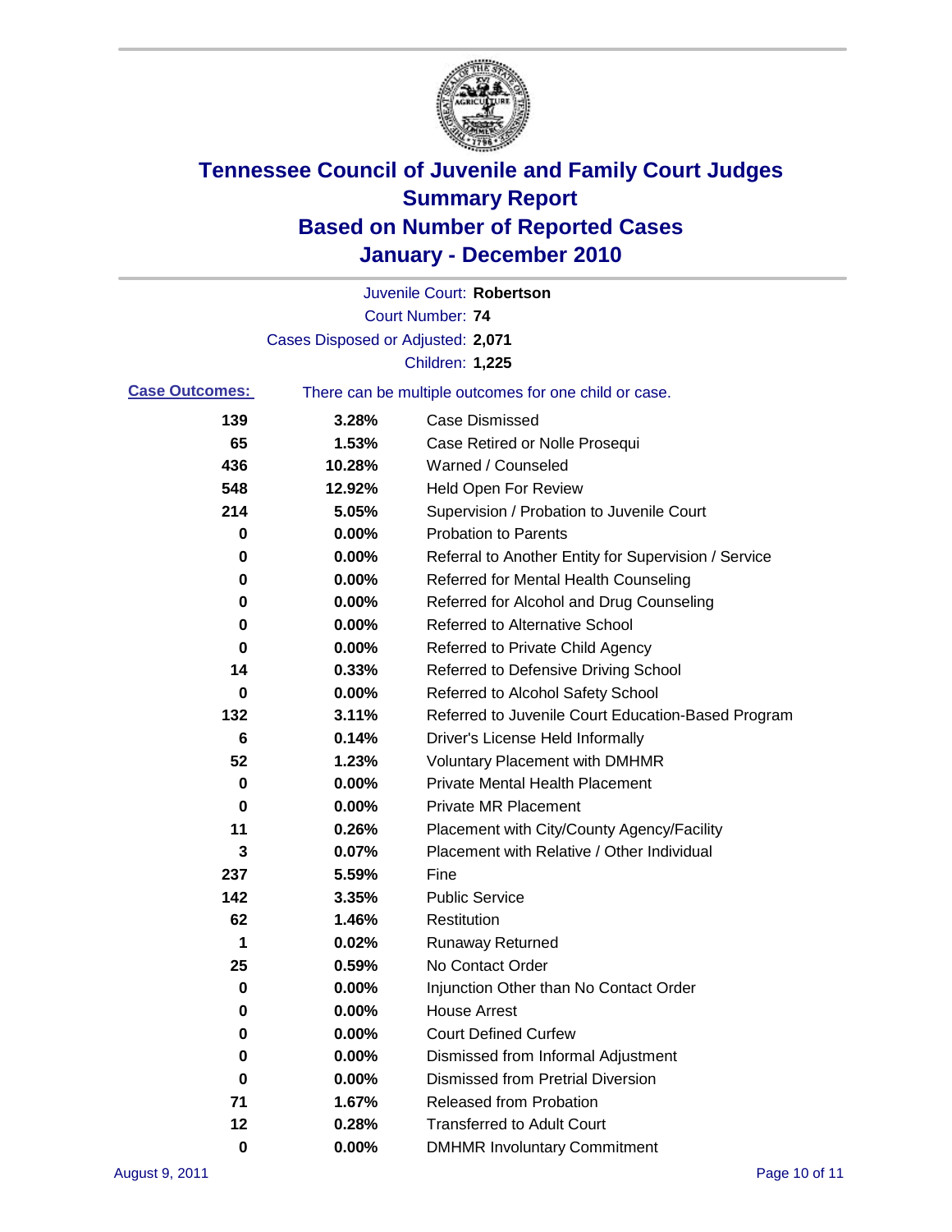# Tennessee Council of Juvenile and Family Court Judges
# Summary Report
# Based on Number of Reported Cases
# January - December 2010

Juvenile Court: **Robertson**

Court Number: **74**

Cases Disposed or Adjusted: **2,071**

Children: **1,225**

**Case Outcomes:** There can be multiple outcomes for one child or case.

| Count | Percent | Outcome |
|---|---|---|
| 139 | 3.28% | Case Dismissed |
| 65 | 1.53% | Case Retired or Nolle Prosequi |
| 436 | 10.28% | Warned / Counseled |
| 548 | 12.92% | Held Open For Review |
| 214 | 5.05% | Supervision / Probation to Juvenile Court |
| 0 | 0.00% | Probation to Parents |
| 0 | 0.00% | Referral to Another Entity for Supervision / Service |
| 0 | 0.00% | Referred for Mental Health Counseling |
| 0 | 0.00% | Referred for Alcohol and Drug Counseling |
| 0 | 0.00% | Referred to Alternative School |
| 0 | 0.00% | Referred to Private Child Agency |
| 14 | 0.33% | Referred to Defensive Driving School |
| 0 | 0.00% | Referred to Alcohol Safety School |
| 132 | 3.11% | Referred to Juvenile Court Education-Based Program |
| 6 | 0.14% | Driver's License Held Informally |
| 52 | 1.23% | Voluntary Placement with DMHMR |
| 0 | 0.00% | Private Mental Health Placement |
| 0 | 0.00% | Private MR Placement |
| 11 | 0.26% | Placement with City/County Agency/Facility |
| 3 | 0.07% | Placement with Relative / Other Individual |
| 237 | 5.59% | Fine |
| 142 | 3.35% | Public Service |
| 62 | 1.46% | Restitution |
| 1 | 0.02% | Runaway Returned |
| 25 | 0.59% | No Contact Order |
| 0 | 0.00% | Injunction Other than No Contact Order |
| 0 | 0.00% | House Arrest |
| 0 | 0.00% | Court Defined Curfew |
| 0 | 0.00% | Dismissed from Informal Adjustment |
| 0 | 0.00% | Dismissed from Pretrial Diversion |
| 71 | 1.67% | Released from Probation |
| 12 | 0.28% | Transferred to Adult Court |
| 0 | 0.00% | DMHMR Involuntary Commitment |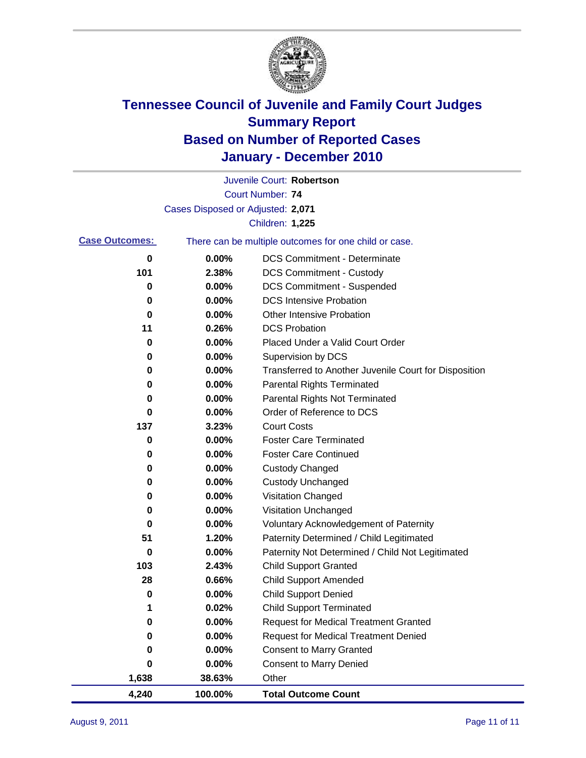# Tennessee Council of Juvenile and Family Court Judges
## Summary Report
## Based on Number of Reported Cases
## January - December 2010

Juvenile Court: **Robertson**

Court Number: **74**

Cases Disposed or Adjusted: **2,071**

Children: **1,225**

**Case Outcomes:** There can be multiple outcomes for one child or case.

| | | |
|---|---|---|
| 0 | 0.00% | DCS Commitment - Determinate |
| 101 | 2.38% | DCS Commitment - Custody |
| 0 | 0.00% | DCS Commitment - Suspended |
| 0 | 0.00% | DCS Intensive Probation |
| 0 | 0.00% | Other Intensive Probation |
| 11 | 0.26% | DCS Probation |
| 0 | 0.00% | Placed Under a Valid Court Order |
| 0 | 0.00% | Supervision by DCS |
| 0 | 0.00% | Transferred to Another Juvenile Court for Disposition |
| 0 | 0.00% | Parental Rights Terminated |
| 0 | 0.00% | Parental Rights Not Terminated |
| 0 | 0.00% | Order of Reference to DCS |
| 137 | 3.23% | Court Costs |
| 0 | 0.00% | Foster Care Terminated |
| 0 | 0.00% | Foster Care Continued |
| 0 | 0.00% | Custody Changed |
| 0 | 0.00% | Custody Unchanged |
| 0 | 0.00% | Visitation Changed |
| 0 | 0.00% | Visitation Unchanged |
| 0 | 0.00% | Voluntary Acknowledgement of Paternity |
| 51 | 1.20% | Paternity Determined / Child Legitimated |
| 0 | 0.00% | Paternity Not Determined / Child Not Legitimated |
| 103 | 2.43% | Child Support Granted |
| 28 | 0.66% | Child Support Amended |
| 0 | 0.00% | Child Support Denied |
| 1 | 0.02% | Child Support Terminated |
| 0 | 0.00% | Request for Medical Treatment Granted |
| 0 | 0.00% | Request for Medical Treatment Denied |
| 0 | 0.00% | Consent to Marry Granted |
| 0 | 0.00% | Consent to Marry Denied |
| 1,638 | 38.63% | Other |
| **4,240** | **100.00%** | **Total Outcome Count** |